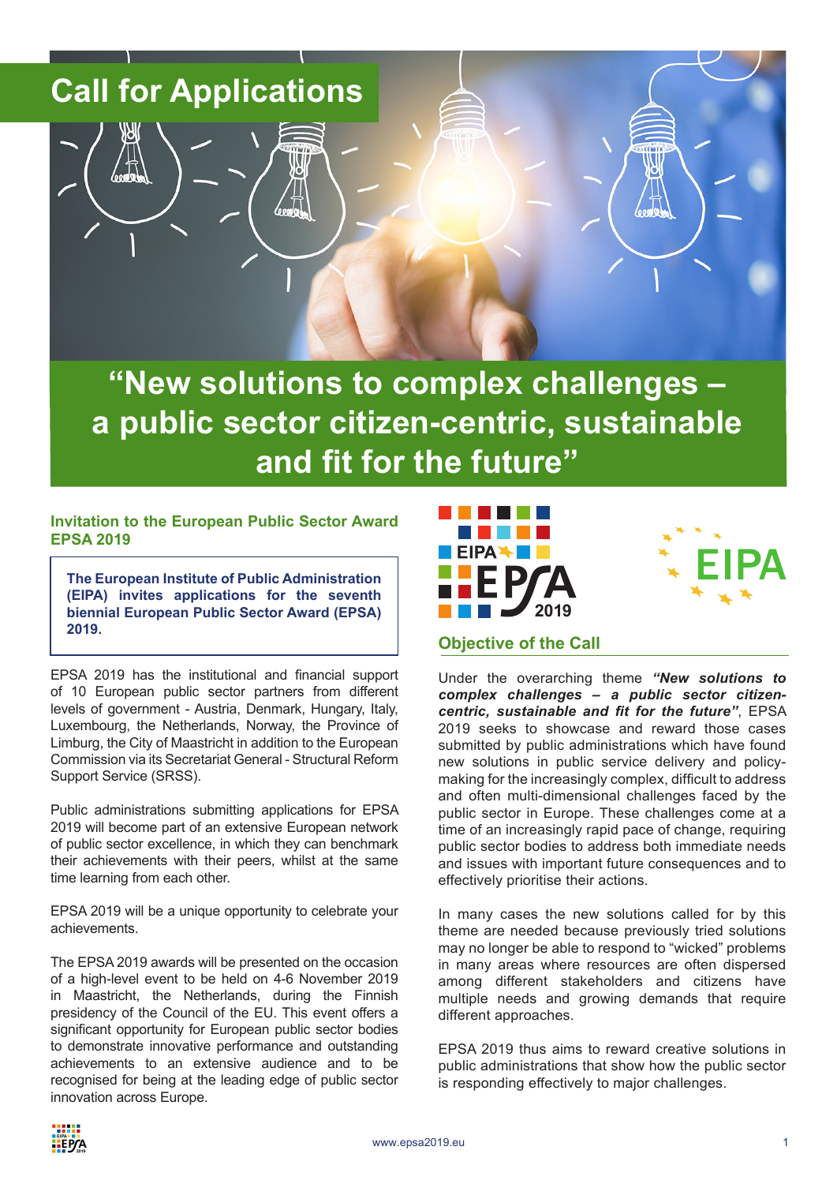# Call for Applications

## "New solutions to complex challenges – a public sector citizen-centric, sustainable and fit for the future"

### Invitation to the European Public Sector Award EPSA 2019

**The European Institute of Public Administration (EIPA) invites applications for the seventh biennial European Public Sector Award (EPSA) 2019.**

EPSA 2019 has the institutional and financial support of 10 European public sector partners from different levels of government - Austria, Denmark, Hungary, Italy, Luxembourg, the Netherlands, Norway, the Province of Limburg, the City of Maastricht in addition to the European Commission via its Secretariat General - Structural Reform Support Service (SRSS).

Public administrations submitting applications for EPSA 2019 will become part of an extensive European network of public sector excellence, in which they can benchmark their achievements with their peers, whilst at the same time learning from each other.

EPSA 2019 will be a unique opportunity to celebrate your achievements.

The EPSA 2019 awards will be presented on the occasion of a high-level event to be held on 4-6 November 2019 in Maastricht, the Netherlands, during the Finnish presidency of the Council of the EU. This event offers a significant opportunity for European public sector bodies to demonstrate innovative performance and outstanding achievements to an extensive audience and to be recognised for being at the leading edge of public sector innovation across Europe.

### Objective of the Call

Under the overarching theme ***"New solutions to complex challenges – a public sector citizen-centric, sustainable and fit for the future"***, EPSA 2019 seeks to showcase and reward those cases submitted by public administrations which have found new solutions in public service delivery and policy-making for the increasingly complex, difficult to address and often multi-dimensional challenges faced by the public sector in Europe. These challenges come at a time of an increasingly rapid pace of change, requiring public sector bodies to address both immediate needs and issues with important future consequences and to effectively prioritise their actions.

In many cases the new solutions called for by this theme are needed because previously tried solutions may no longer be able to respond to "wicked" problems in many areas where resources are often dispersed among different stakeholders and citizens have multiple needs and growing demands that require different approaches.

EPSA 2019 thus aims to reward creative solutions in public administrations that show how the public sector is responding effectively to major challenges.

www.epsa2019.eu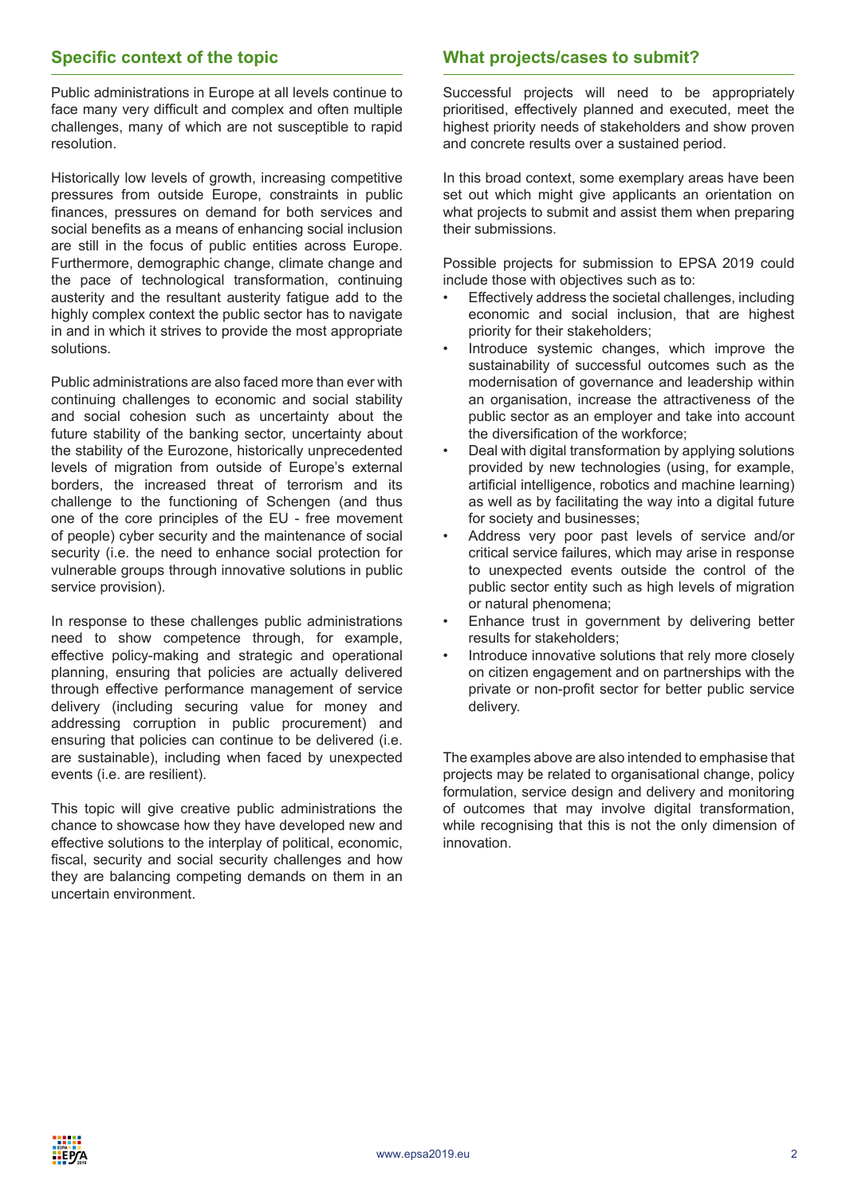## Specific context of the topic

Public administrations in Europe at all levels continue to face many very difficult and complex and often multiple challenges, many of which are not susceptible to rapid resolution.

Historically low levels of growth, increasing competitive pressures from outside Europe, constraints in public finances, pressures on demand for both services and social benefits as a means of enhancing social inclusion are still in the focus of public entities across Europe. Furthermore, demographic change, climate change and the pace of technological transformation, continuing austerity and the resultant austerity fatigue add to the highly complex context the public sector has to navigate in and in which it strives to provide the most appropriate solutions.

Public administrations are also faced more than ever with continuing challenges to economic and social stability and social cohesion such as uncertainty about the future stability of the banking sector, uncertainty about the stability of the Eurozone, historically unprecedented levels of migration from outside of Europe's external borders, the increased threat of terrorism and its challenge to the functioning of Schengen (and thus one of the core principles of the EU - free movement of people) cyber security and the maintenance of social security (i.e. the need to enhance social protection for vulnerable groups through innovative solutions in public service provision).

In response to these challenges public administrations need to show competence through, for example, effective policy-making and strategic and operational planning, ensuring that policies are actually delivered through effective performance management of service delivery (including securing value for money and addressing corruption in public procurement) and ensuring that policies can continue to be delivered (i.e. are sustainable), including when faced by unexpected events (i.e. are resilient).

This topic will give creative public administrations the chance to showcase how they have developed new and effective solutions to the interplay of political, economic, fiscal, security and social security challenges and how they are balancing competing demands on them in an uncertain environment.

## What projects/cases to submit?

Successful projects will need to be appropriately prioritised, effectively planned and executed, meet the highest priority needs of stakeholders and show proven and concrete results over a sustained period.

In this broad context, some exemplary areas have been set out which might give applicants an orientation on what projects to submit and assist them when preparing their submissions.

Possible projects for submission to EPSA 2019 could include those with objectives such as to:

- Effectively address the societal challenges, including economic and social inclusion, that are highest priority for their stakeholders;
- Introduce systemic changes, which improve the sustainability of successful outcomes such as the modernisation of governance and leadership within an organisation, increase the attractiveness of the public sector as an employer and take into account the diversification of the workforce;
- Deal with digital transformation by applying solutions provided by new technologies (using, for example, artificial intelligence, robotics and machine learning) as well as by facilitating the way into a digital future for society and businesses;
- Address very poor past levels of service and/or critical service failures, which may arise in response to unexpected events outside the control of the public sector entity such as high levels of migration or natural phenomena;
- Enhance trust in government by delivering better results for stakeholders;
- Introduce innovative solutions that rely more closely on citizen engagement and on partnerships with the private or non-profit sector for better public service delivery.

The examples above are also intended to emphasise that projects may be related to organisational change, policy formulation, service design and delivery and monitoring of outcomes that may involve digital transformation, while recognising that this is not the only dimension of innovation.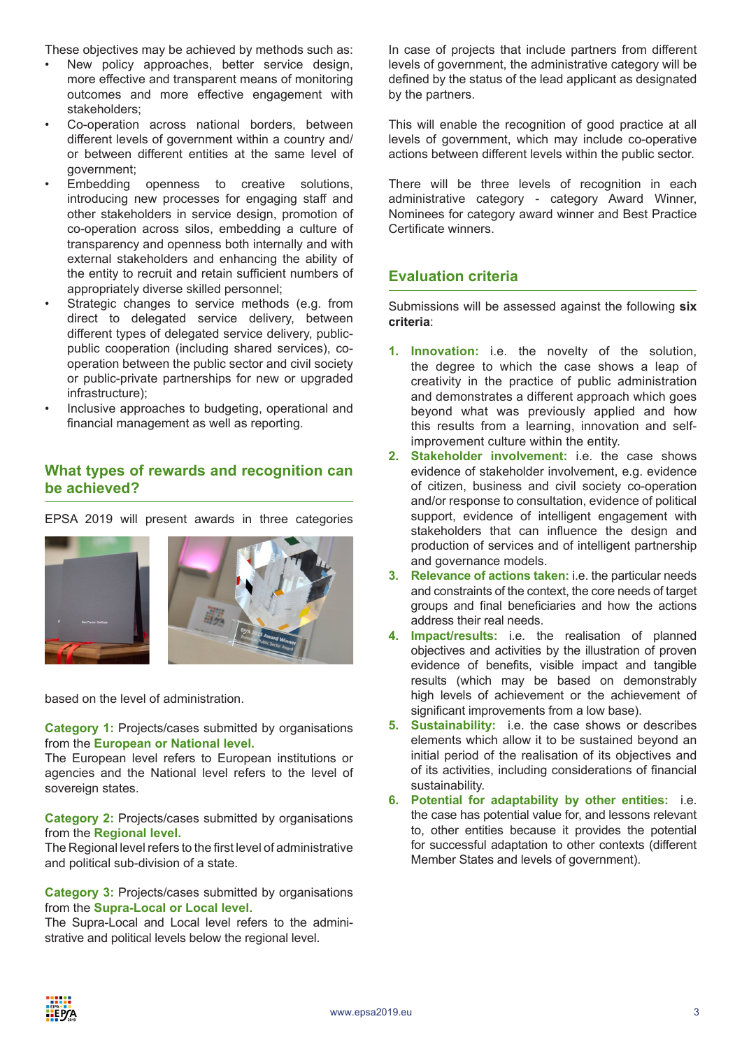These objectives may be achieved by methods such as:

- New policy approaches, better service design, more effective and transparent means of monitoring outcomes and more effective engagement with stakeholders;
- Co-operation across national borders, between different levels of government within a country and/or between different entities at the same level of government;
- Embedding openness to creative solutions, introducing new processes for engaging staff and other stakeholders in service design, promotion of co-operation across silos, embedding a culture of transparency and openness both internally and with external stakeholders and enhancing the ability of the entity to recruit and retain sufficient numbers of appropriately diverse skilled personnel;
- Strategic changes to service methods (e.g. from direct to delegated service delivery, between different types of delegated service delivery, public-public cooperation (including shared services), co-operation between the public sector and civil society or public-private partnerships for new or upgraded infrastructure);
- Inclusive approaches to budgeting, operational and financial management as well as reporting.

## What types of rewards and recognition can be achieved?

EPSA 2019 will present awards in three categories based on the level of administration.

**Category 1:** Projects/cases submitted by organisations from the **European or National level.**
The European level refers to European institutions or agencies and the National level refers to the level of sovereign states.

**Category 2:** Projects/cases submitted by organisations from the **Regional level.**
The Regional level refers to the first level of administrative and political sub-division of a state.

**Category 3:** Projects/cases submitted by organisations from the **Supra-Local or Local level.**
The Supra-Local and Local level refers to the administrative and political levels below the regional level.

In case of projects that include partners from different levels of government, the administrative category will be defined by the status of the lead applicant as designated by the partners.

This will enable the recognition of good practice at all levels of government, which may include co-operative actions between different levels within the public sector.

There will be three levels of recognition in each administrative category - category Award Winner, Nominees for category award winner and Best Practice Certificate winners.

## Evaluation criteria

Submissions will be assessed against the following **six criteria**:

1. **Innovation:** i.e. the novelty of the solution, the degree to which the case shows a leap of creativity in the practice of public administration and demonstrates a different approach which goes beyond what was previously applied and how this results from a learning, innovation and self-improvement culture within the entity.
2. **Stakeholder involvement:** i.e. the case shows evidence of stakeholder involvement, e.g. evidence of citizen, business and civil society co-operation and/or response to consultation, evidence of political support, evidence of intelligent engagement with stakeholders that can influence the design and production of services and of intelligent partnership and governance models.
3. **Relevance of actions taken:** i.e. the particular needs and constraints of the context, the core needs of target groups and final beneficiaries and how the actions address their real needs.
4. **Impact/results:** i.e. the realisation of planned objectives and activities by the illustration of proven evidence of benefits, visible impact and tangible results (which may be based on demonstrably high levels of achievement or the achievement of significant improvements from a low base).
5. **Sustainability:** i.e. the case shows or describes elements which allow it to be sustained beyond an initial period of the realisation of its objectives and of its activities, including considerations of financial sustainability.
6. **Potential for adaptability by other entities:** i.e. the case has potential value for, and lessons relevant to, other entities because it provides the potential for successful adaptation to other contexts (different Member States and levels of government).

www.epsa2019.eu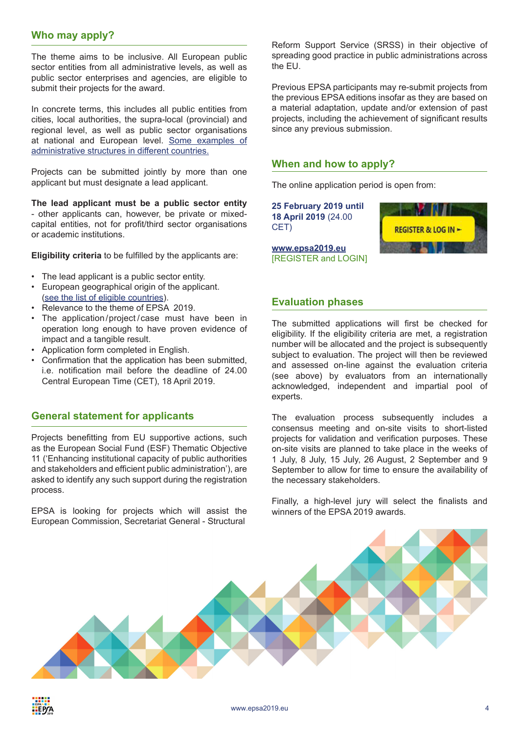## Who may apply?

The theme aims to be inclusive. All European public sector entities from all administrative levels, as well as public sector enterprises and agencies, are eligible to submit their projects for the award.

In concrete terms, this includes all public entities from cities, local authorities, the supra-local (provincial) and regional level, as well as public sector organisations at national and European level. Some examples of administrative structures in different countries.

Projects can be submitted jointly by more than one applicant but must designate a lead applicant.

**The lead applicant must be a public sector entity** - other applicants can, however, be private or mixed-capital entities, not for profit/third sector organisations or academic institutions.

**Eligibility criteria** to be fulfilled by the applicants are:

- The lead applicant is a public sector entity.
- European geographical origin of the applicant. (see the list of eligible countries).
- Relevance to the theme of EPSA 2019.
- The application/project/case must have been in operation long enough to have proven evidence of impact and a tangible result.
- Application form completed in English.
- Confirmation that the application has been submitted, i.e. notification mail before the deadline of 24.00 Central European Time (CET), 18 April 2019.

## General statement for applicants

Projects benefitting from EU supportive actions, such as the European Social Fund (ESF) Thematic Objective 11 ('Enhancing institutional capacity of public authorities and stakeholders and efficient public administration'), are asked to identify any such support during the registration process.

EPSA is looking for projects which will assist the European Commission, Secretariat General - Structural Reform Support Service (SRSS) in their objective of spreading good practice in public administrations across the EU.

Previous EPSA participants may re-submit projects from the previous EPSA editions insofar as they are based on a material adaptation, update and/or extension of past projects, including the achievement of significant results since any previous submission.

## When and how to apply?

The online application period is open from:

**25 February 2019 until 18 April 2019** (24.00 CET)

**www.epsa2019.eu**
[REGISTER and LOGIN]

REGISTER & LOG IN

## Evaluation phases

The submitted applications will first be checked for eligibility. If the eligibility criteria are met, a registration number will be allocated and the project is subsequently subject to evaluation. The project will then be reviewed and assessed on-line against the evaluation criteria (see above) by evaluators from an internationally acknowledged, independent and impartial pool of experts.

The evaluation process subsequently includes a consensus meeting and on-site visits to short-listed projects for validation and verification purposes. These on-site visits are planned to take place in the weeks of 1 July, 8 July, 15 July, 26 August, 2 September and 9 September to allow for time to ensure the availability of the necessary stakeholders.

Finally, a high-level jury will select the finalists and winners of the EPSA 2019 awards.